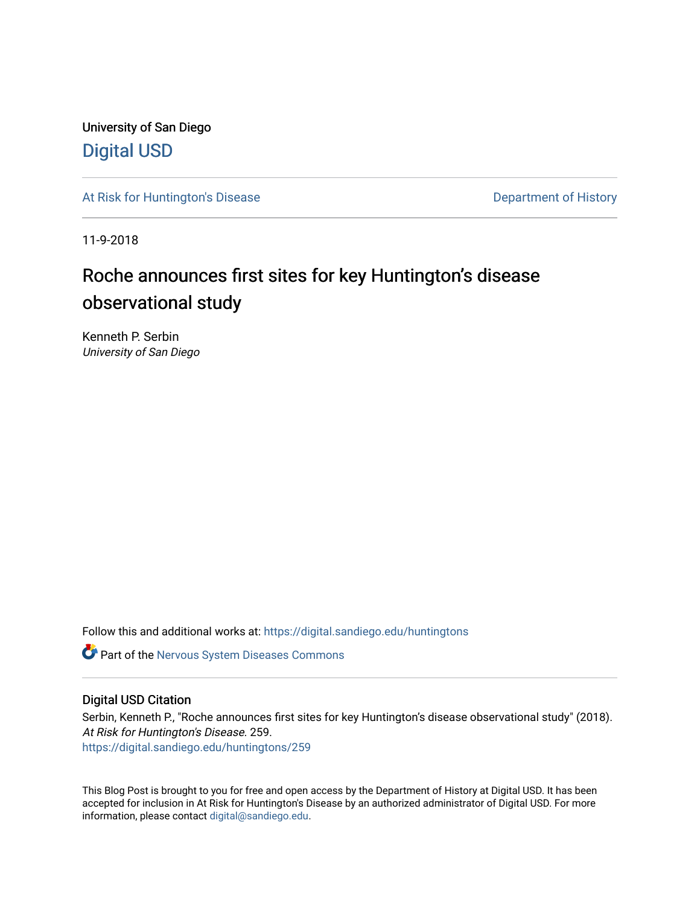University of San Diego

Digital USD

At Risk for Huntington's Disease

Department of History

11-9-2018

# Roche announces first sites for key Huntington's disease observational study

Kenneth P. Serbin
*University of San Diego*

Follow this and additional works at: https://digital.sandiego.edu/huntingtons

Part of the Nervous System Diseases Commons

## Digital USD Citation

Serbin, Kenneth P., "Roche announces first sites for key Huntington's disease observational study" (2018). *At Risk for Huntington's Disease*. 259.
https://digital.sandiego.edu/huntingtons/259

This Blog Post is brought to you for free and open access by the Department of History at Digital USD. It has been accepted for inclusion in At Risk for Huntington's Disease by an authorized administrator of Digital USD. For more information, please contact digital@sandiego.edu.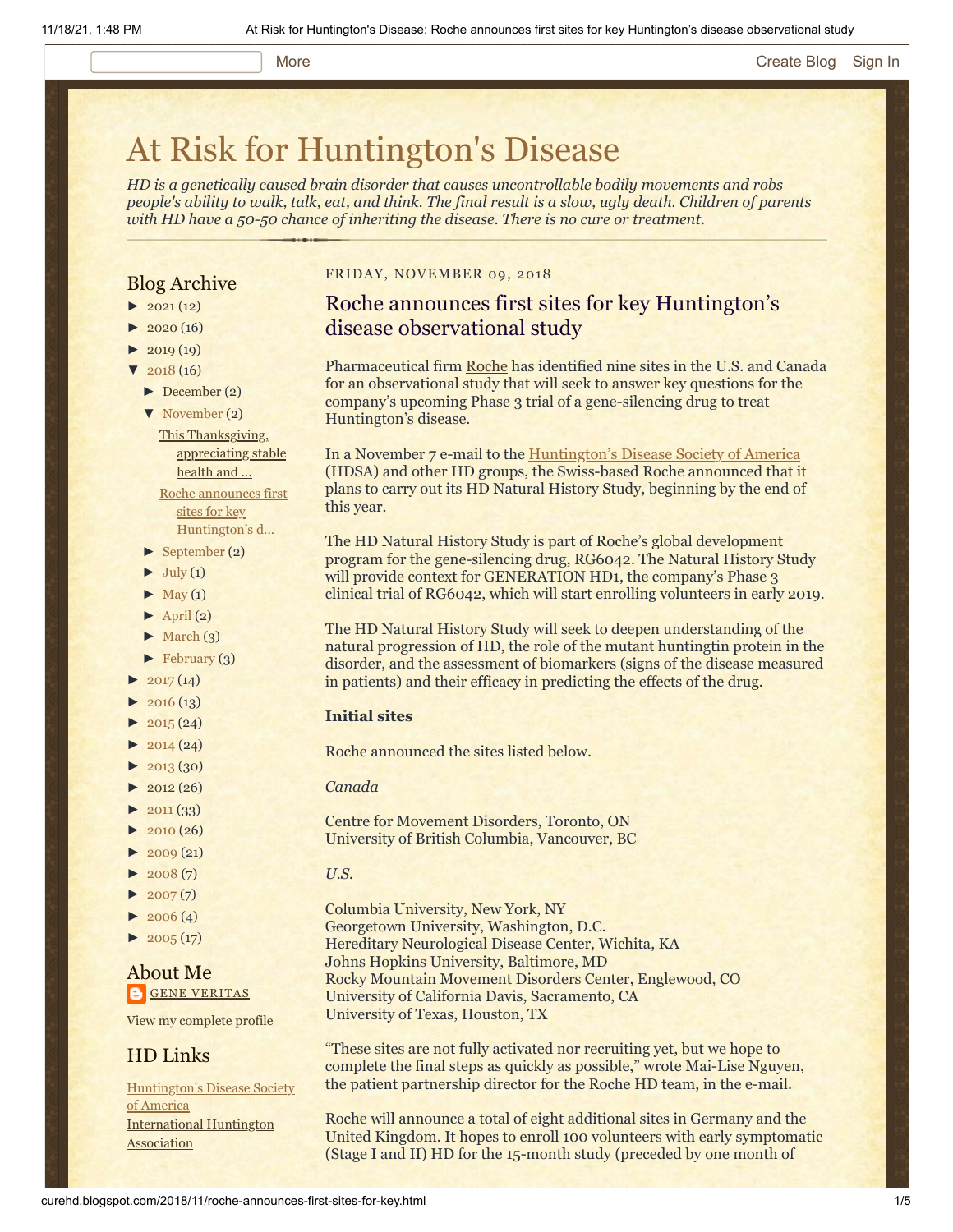# At Risk for Huntington's Disease

*HD is a genetically caused brain disorder that causes uncontrollable bodily movements and robs people's ability to walk, talk, eat, and think. The final result is a slow, ugly death. Children of parents with HD have a 50-50 chance of inheriting the disease. There is no cure or treatment.*

## Blog Archive

- ► 2021 (12)
- ► 2020 (16)
- ► 2019 (19)
- ▼ 2018 (16)
  - ► December (2)
  - ▼ November (2)
    - This Thanksgiving, appreciating stable health and ...
    - Roche announces first sites for key Huntington's d...
  - ► September (2)
  - ► July (1)
  - ► May (1)
  - ► April (2)
  - ► March (3)
  - ► February (3)
- ► 2017 (14)
- ► 2016 (13)
- ► 2015 (24)
- ► 2014 (24)
- ► 2013 (30)
- ► 2012 (26)
- ► 2011 (33)
- ► 2010 (26)
- ► 2009 (21)
- ► 2008 (7)
- ► 2007 (7)
- ► 2006 (4)
- ► 2005 (17)

## About Me

GENE VERITAS

View my complete profile

## HD Links

Huntington's Disease Society of America

International Huntington Association

FRIDAY, NOVEMBER 09, 2018

## Roche announces first sites for key Huntington's disease observational study

Pharmaceutical firm Roche has identified nine sites in the U.S. and Canada for an observational study that will seek to answer key questions for the company's upcoming Phase 3 trial of a gene-silencing drug to treat Huntington's disease.

In a November 7 e-mail to the Huntington's Disease Society of America (HDSA) and other HD groups, the Swiss-based Roche announced that it plans to carry out its HD Natural History Study, beginning by the end of this year.

The HD Natural History Study is part of Roche's global development program for the gene-silencing drug, RG6042. The Natural History Study will provide context for GENERATION HD1, the company's Phase 3 clinical trial of RG6042, which will start enrolling volunteers in early 2019.

The HD Natural History Study will seek to deepen understanding of the natural progression of HD, the role of the mutant huntingtin protein in the disorder, and the assessment of biomarkers (signs of the disease measured in patients) and their efficacy in predicting the effects of the drug.

**Initial sites**

Roche announced the sites listed below.

*Canada*

Centre for Movement Disorders, Toronto, ON
University of British Columbia, Vancouver, BC

*U.S.*

Columbia University, New York, NY
Georgetown University, Washington, D.C.
Hereditary Neurological Disease Center, Wichita, KA
Johns Hopkins University, Baltimore, MD
Rocky Mountain Movement Disorders Center, Englewood, CO
University of California Davis, Sacramento, CA
University of Texas, Houston, TX

"These sites are not fully activated nor recruiting yet, but we hope to complete the final steps as quickly as possible," wrote Mai-Lise Nguyen, the patient partnership director for the Roche HD team, in the e-mail.

Roche will announce a total of eight additional sites in Germany and the United Kingdom. It hopes to enroll 100 volunteers with early symptomatic (Stage I and II) HD for the 15-month study (preceded by one month of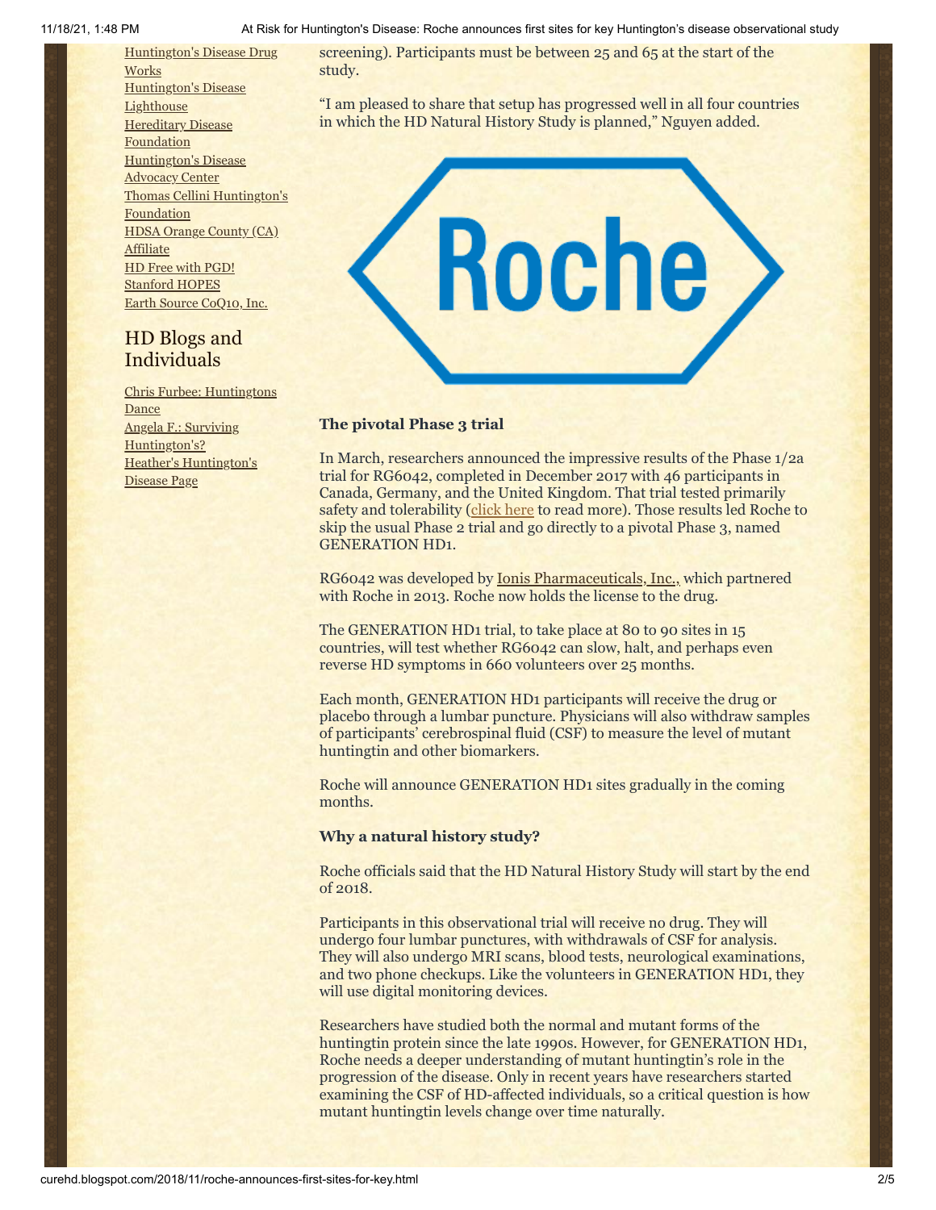Huntington's Disease Drug Works
Huntington's Disease Lighthouse
Hereditary Disease Foundation
Huntington's Disease Advocacy Center
Thomas Cellini Huntington's Foundation
HDSA Orange County (CA) Affiliate
HD Free with PGD!
Stanford HOPES
Earth Source CoQ10, Inc.

## HD Blogs and Individuals

Chris Furbee: Huntingtons Dance
Angela F.: Surviving Huntington's?
Heather's Huntington's Disease Page

screening). Participants must be between 25 and 65 at the start of the study.

"I am pleased to share that setup has progressed well in all four countries in which the HD Natural History Study is planned," Nguyen added.

### The pivotal Phase 3 trial

In March, researchers announced the impressive results of the Phase 1/2a trial for RG6042, completed in December 2017 with 46 participants in Canada, Germany, and the United Kingdom. That trial tested primarily safety and tolerability (click here to read more). Those results led Roche to skip the usual Phase 2 trial and go directly to a pivotal Phase 3, named GENERATION HD1.

RG6042 was developed by Ionis Pharmaceuticals, Inc., which partnered with Roche in 2013. Roche now holds the license to the drug.

The GENERATION HD1 trial, to take place at 80 to 90 sites in 15 countries, will test whether RG6042 can slow, halt, and perhaps even reverse HD symptoms in 660 volunteers over 25 months.

Each month, GENERATION HD1 participants will receive the drug or placebo through a lumbar puncture. Physicians will also withdraw samples of participants' cerebrospinal fluid (CSF) to measure the level of mutant huntingtin and other biomarkers.

Roche will announce GENERATION HD1 sites gradually in the coming months.

### Why a natural history study?

Roche officials said that the HD Natural History Study will start by the end of 2018.

Participants in this observational trial will receive no drug. They will undergo four lumbar punctures, with withdrawals of CSF for analysis. They will also undergo MRI scans, blood tests, neurological examinations, and two phone checkups. Like the volunteers in GENERATION HD1, they will use digital monitoring devices.

Researchers have studied both the normal and mutant forms of the huntingtin protein since the late 1990s. However, for GENERATION HD1, Roche needs a deeper understanding of mutant huntingtin's role in the progression of the disease. Only in recent years have researchers started examining the CSF of HD-affected individuals, so a critical question is how mutant huntingtin levels change over time naturally.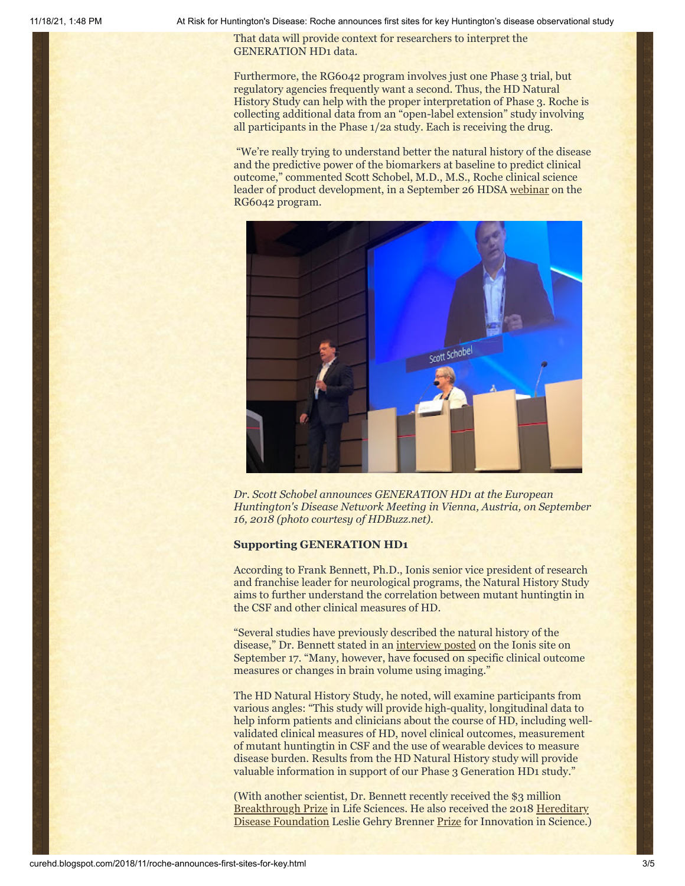That data will provide context for researchers to interpret the GENERATION HD1 data.

Furthermore, the RG6042 program involves just one Phase 3 trial, but regulatory agencies frequently want a second. Thus, the HD Natural History Study can help with the proper interpretation of Phase 3. Roche is collecting additional data from an "open-label extension" study involving all participants in the Phase 1/2a study. Each is receiving the drug.

"We're really trying to understand better the natural history of the disease and the predictive power of the biomarkers at baseline to predict clinical outcome," commented Scott Schobel, M.D., M.S., Roche clinical science leader of product development, in a September 26 HDSA webinar on the RG6042 program.

*Dr. Scott Schobel announces GENERATION HD1 at the European Huntington's Disease Network Meeting in Vienna, Austria, on September 16, 2018 (photo courtesy of HDBuzz.net).*

**Supporting GENERATION HD1**

According to Frank Bennett, Ph.D., Ionis senior vice president of research and franchise leader for neurological programs, the Natural History Study aims to further understand the correlation between mutant huntingtin in the CSF and other clinical measures of HD.

"Several studies have previously described the natural history of the disease," Dr. Bennett stated in an interview posted on the Ionis site on September 17. "Many, however, have focused on specific clinical outcome measures or changes in brain volume using imaging."

The HD Natural History Study, he noted, will examine participants from various angles: "This study will provide high-quality, longitudinal data to help inform patients and clinicians about the course of HD, including well-validated clinical measures of HD, novel clinical outcomes, measurement of mutant huntingtin in CSF and the use of wearable devices to measure disease burden. Results from the HD Natural History study will provide valuable information in support of our Phase 3 Generation HD1 study."

(With another scientist, Dr. Bennett recently received the $3 million Breakthrough Prize in Life Sciences. He also received the 2018 Hereditary Disease Foundation Leslie Gehry Brenner Prize for Innovation in Science.)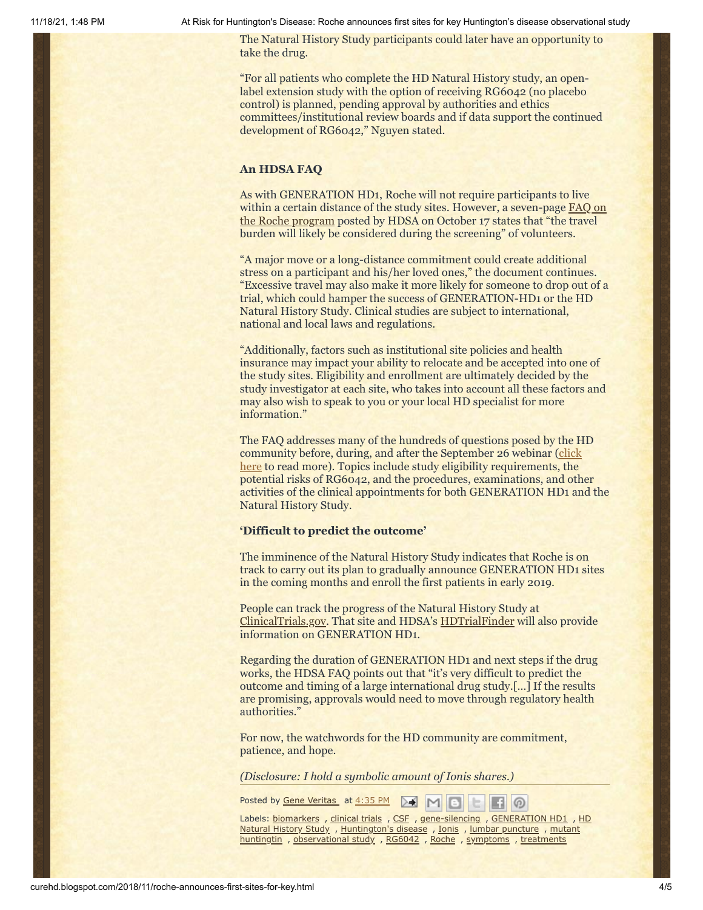The Natural History Study participants could later have an opportunity to take the drug.

"For all patients who complete the HD Natural History study, an open-label extension study with the option of receiving RG6042 (no placebo control) is planned, pending approval by authorities and ethics committees/institutional review boards and if data support the continued development of RG6042," Nguyen stated.

### An HDSA FAQ

As with GENERATION HD1, Roche will not require participants to live within a certain distance of the study sites. However, a seven-page FAQ on the Roche program posted by HDSA on October 17 states that "the travel burden will likely be considered during the screening" of volunteers.

"A major move or a long-distance commitment could create additional stress on a participant and his/her loved ones," the document continues. "Excessive travel may also make it more likely for someone to drop out of a trial, which could hamper the success of GENERATION-HD1 or the HD Natural History Study. Clinical studies are subject to international, national and local laws and regulations.

"Additionally, factors such as institutional site policies and health insurance may impact your ability to relocate and be accepted into one of the study sites. Eligibility and enrollment are ultimately decided by the study investigator at each site, who takes into account all these factors and may also wish to speak to you or your local HD specialist for more information."

The FAQ addresses many of the hundreds of questions posed by the HD community before, during, and after the September 26 webinar (click here to read more). Topics include study eligibility requirements, the potential risks of RG6042, and the procedures, examinations, and other activities of the clinical appointments for both GENERATION HD1 and the Natural History Study.

### 'Difficult to predict the outcome'

The imminence of the Natural History Study indicates that Roche is on track to carry out its plan to gradually announce GENERATION HD1 sites in the coming months and enroll the first patients in early 2019.

People can track the progress of the Natural History Study at ClinicalTrials.gov. That site and HDSA's HDTrialFinder will also provide information on GENERATION HD1.

Regarding the duration of GENERATION HD1 and next steps if the drug works, the HDSA FAQ points out that "it's very difficult to predict the outcome and timing of a large international drug study.[...] If the results are promising, approvals would need to move through regulatory health authorities."

For now, the watchwords for the HD community are commitment, patience, and hope.

*(Disclosure: I hold a symbolic amount of Ionis shares.)*

Posted by Gene Veritas at 4:35 PM

Labels: biomarkers , clinical trials , CSF , gene-silencing , GENERATION HD1 , HD Natural History Study , Huntington's disease , Ionis , lumbar puncture , mutant huntingtin , observational study , RG6042 , Roche , symptoms , treatments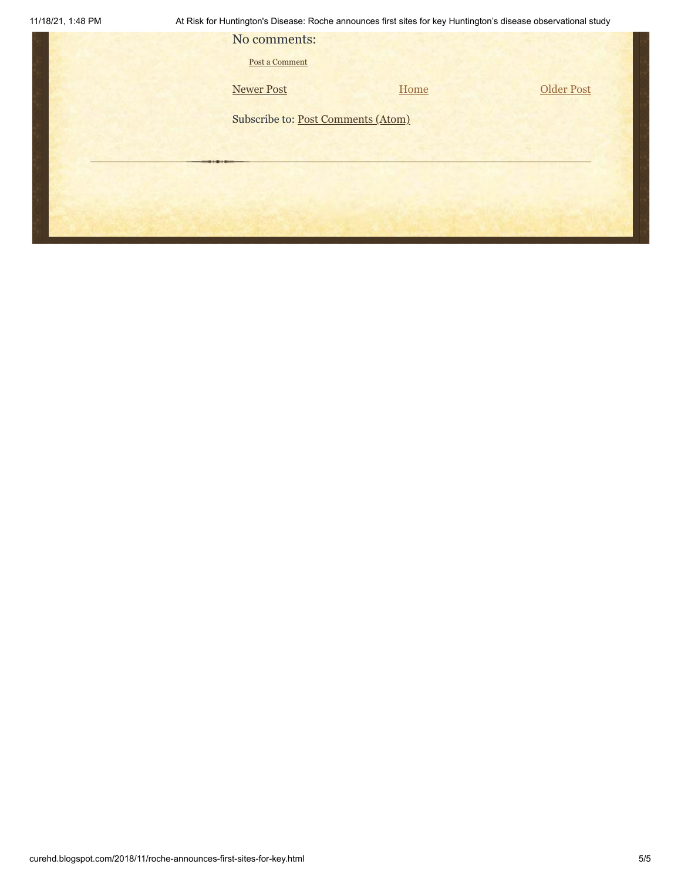No comments:

Post a Comment

Newer Post | Home | Older Post

Subscribe to: Post Comments (Atom)